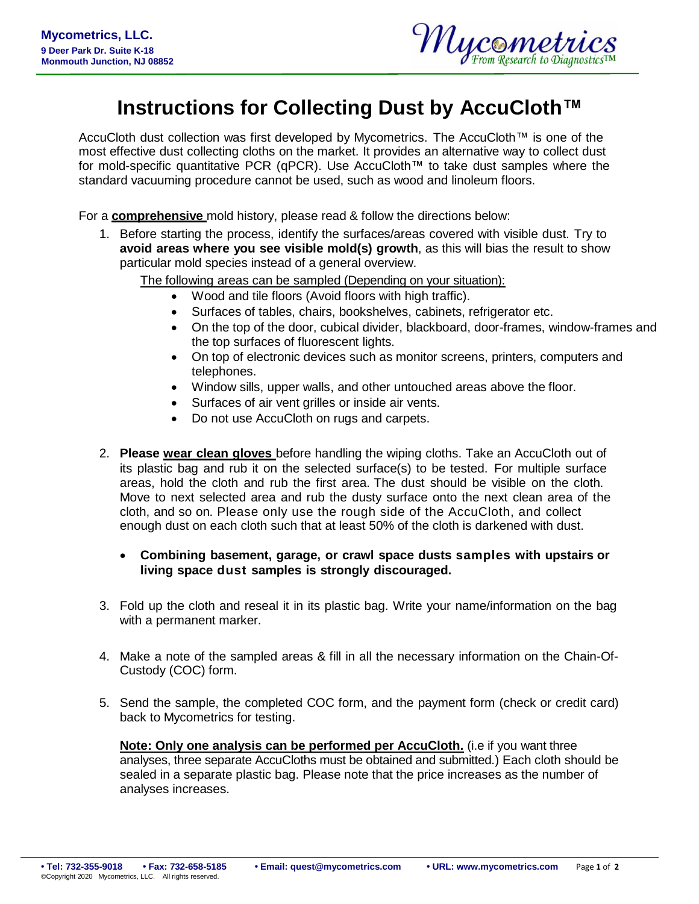**Mycometrics, LLC.**
**9 Deer Park Dr. Suite K-18**
**Monmouth Junction, NJ 08852**

# Instructions for Collecting Dust by AccuCloth™

AccuCloth dust collection was first developed by Mycometrics. The AccuCloth™ is one of the most effective dust collecting cloths on the market. It provides an alternative way to collect dust for mold-specific quantitative PCR (qPCR). Use AccuCloth™ to take dust samples where the standard vacuuming procedure cannot be used, such as wood and linoleum floors.

For a **comprehensive** mold history, please read & follow the directions below:

1. Before starting the process, identify the surfaces/areas covered with visible dust. Try to **avoid areas where you see visible mold(s) growth**, as this will bias the result to show particular mold species instead of a general overview.

   The following areas can be sampled (Depending on your situation):

   - Wood and tile floors (Avoid floors with high traffic).
   - Surfaces of tables, chairs, bookshelves, cabinets, refrigerator etc.
   - On the top of the door, cubical divider, blackboard, door-frames, window-frames and the top surfaces of fluorescent lights.
   - On top of electronic devices such as monitor screens, printers, computers and telephones.
   - Window sills, upper walls, and other untouched areas above the floor.
   - Surfaces of air vent grilles or inside air vents.
   - Do not use AccuCloth on rugs and carpets.

2. **Please wear clean gloves** before handling the wiping cloths. Take an AccuCloth out of its plastic bag and rub it on the selected surface(s) to be tested. For multiple surface areas, hold the cloth and rub the first area. The dust should be visible on the cloth. Move to next selected area and rub the dusty surface onto the next clean area of the cloth, and so on. Please only use the rough side of the AccuCloth, and collect enough dust on each cloth such that at least 50% of the cloth is darkened with dust.

   - **Combining basement, garage, or crawl space dusts samples with upstairs or living space dust samples is strongly discouraged.**

3. Fold up the cloth and reseal it in its plastic bag. Write your name/information on the bag with a permanent marker.

4. Make a note of the sampled areas & fill in all the necessary information on the Chain-Of-Custody (COC) form.

5. Send the sample, the completed COC form, and the payment form (check or credit card) back to Mycometrics for testing.

   **Note: Only one analysis can be performed per AccuCloth.** (i.e if you want three analyses, three separate AccuCloths must be obtained and submitted.) Each cloth should be sealed in a separate plastic bag. Please note that the price increases as the number of analyses increases.

**• Tel: 732-355-9018 • Fax: 732-658-5185 • Email: quest@mycometrics.com • URL: www.mycometrics.com**

©Copyright 2020 Mycometrics, LLC. All rights reserved.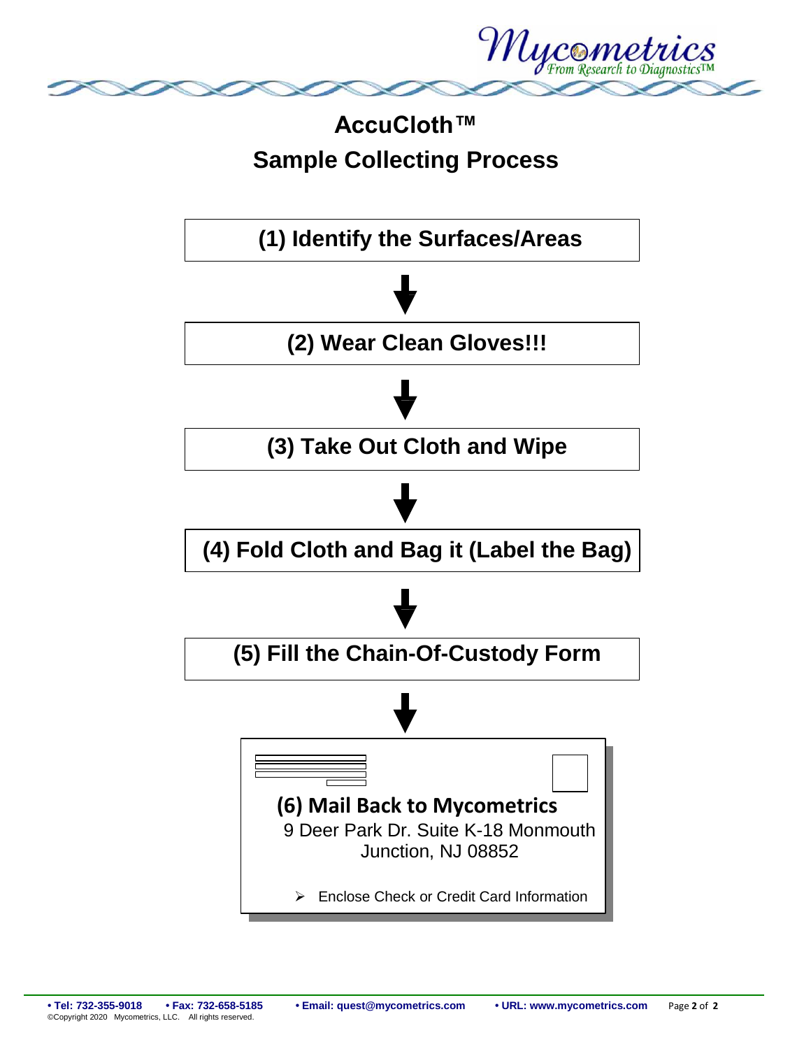# AccuCloth™

## Sample Collecting Process

**(1) Identify the Surfaces/Areas**

↓

**(2) Wear Clean Gloves!!!**

↓

**(3) Take Out Cloth and Wipe**

↓

**(4) Fold Cloth and Bag it (Label the Bag)**

↓

**(5) Fill the Chain-Of-Custody Form**

↓

**(6) Mail Back to Mycometrics**

9 Deer Park Dr. Suite K-18 Monmouth Junction, NJ 08852

- Enclose Check or Credit Card Information